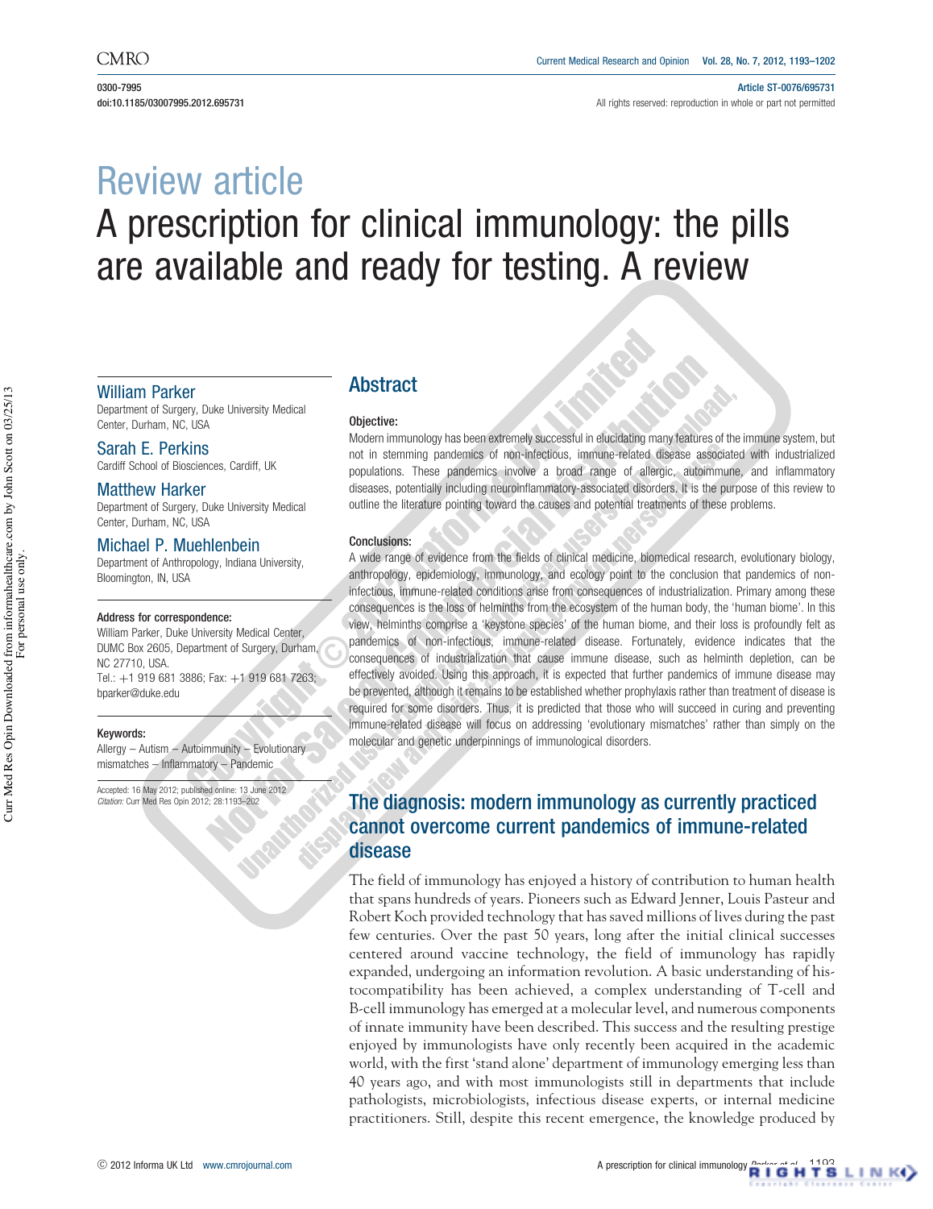# Review article

# A prescription for clinical immunology: the pills are available and ready for testing. A review

**William Parker**
Department of Surgery, Duke University Medical Center, Durham, NC, USA

**Sarah E. Perkins**
Cardiff School of Biosciences, Cardiff, UK

**Matthew Harker**
Department of Surgery, Duke University Medical Center, Durham, NC, USA

**Michael P. Muehlenbein**
Department of Anthropology, Indiana University, Bloomington, IN, USA

**Address for correspondence:**
William Parker, Duke University Medical Center, DUMC Box 2605, Department of Surgery, Durham, NC 27710, USA.
Tel.: +1 919 681 3886; Fax: +1 919 681 7263; bparker@duke.edu

**Keywords:**
Allergy – Autism – Autoimmunity – Evolutionary mismatches – Inflammatory – Pandemic

Accepted: 16 May 2012; published online: 13 June 2012
*Citation:* Curr Med Res Opin 2012; 28:1193–202

## Abstract

### Objective:

Modern immunology has been extremely successful in elucidating many features of the immune system, but not in stemming pandemics of non-infectious, immune-related disease associated with industrialized populations. These pandemics involve a broad range of allergic, autoimmune, and inflammatory diseases, potentially including neuroinflammatory-associated disorders. It is the purpose of this review to outline the literature pointing toward the causes and potential treatments of these problems.

### Conclusions:

A wide range of evidence from the fields of clinical medicine, biomedical research, evolutionary biology, anthropology, epidemiology, immunology, and ecology point to the conclusion that pandemics of non-infectious, immune-related conditions arise from consequences of industrialization. Primary among these consequences is the loss of helminths from the ecosystem of the human body, the 'human biome'. In this view, helminths comprise a 'keystone species' of the human biome, and their loss is profoundly felt as pandemics of non-infectious, immune-related disease. Fortunately, evidence indicates that the consequences of industrialization that cause immune disease, such as helminth depletion, can be effectively avoided. Using this approach, it is expected that further pandemics of immune disease may be prevented, although it remains to be established whether prophylaxis rather than treatment of disease is required for some disorders. Thus, it is predicted that those who will succeed in curing and preventing immune-related disease will focus on addressing 'evolutionary mismatches' rather than simply on the molecular and genetic underpinnings of immunological disorders.

## The diagnosis: modern immunology as currently practiced cannot overcome current pandemics of immune-related disease

The field of immunology has enjoyed a history of contribution to human health that spans hundreds of years. Pioneers such as Edward Jenner, Louis Pasteur and Robert Koch provided technology that has saved millions of lives during the past few centuries. Over the past 50 years, long after the initial clinical successes centered around vaccine technology, the field of immunology has rapidly expanded, undergoing an information revolution. A basic understanding of histocompatibility has been achieved, a complex understanding of T-cell and B-cell immunology has emerged at a molecular level, and numerous components of innate immunity have been described. This success and the resulting prestige enjoyed by immunologists have only recently been acquired in the academic world, with the first 'stand alone' department of immunology emerging less than 40 years ago, and with most immunologists still in departments that include pathologists, microbiologists, infectious disease experts, or internal medicine practitioners. Still, despite this recent emergence, the knowledge produced by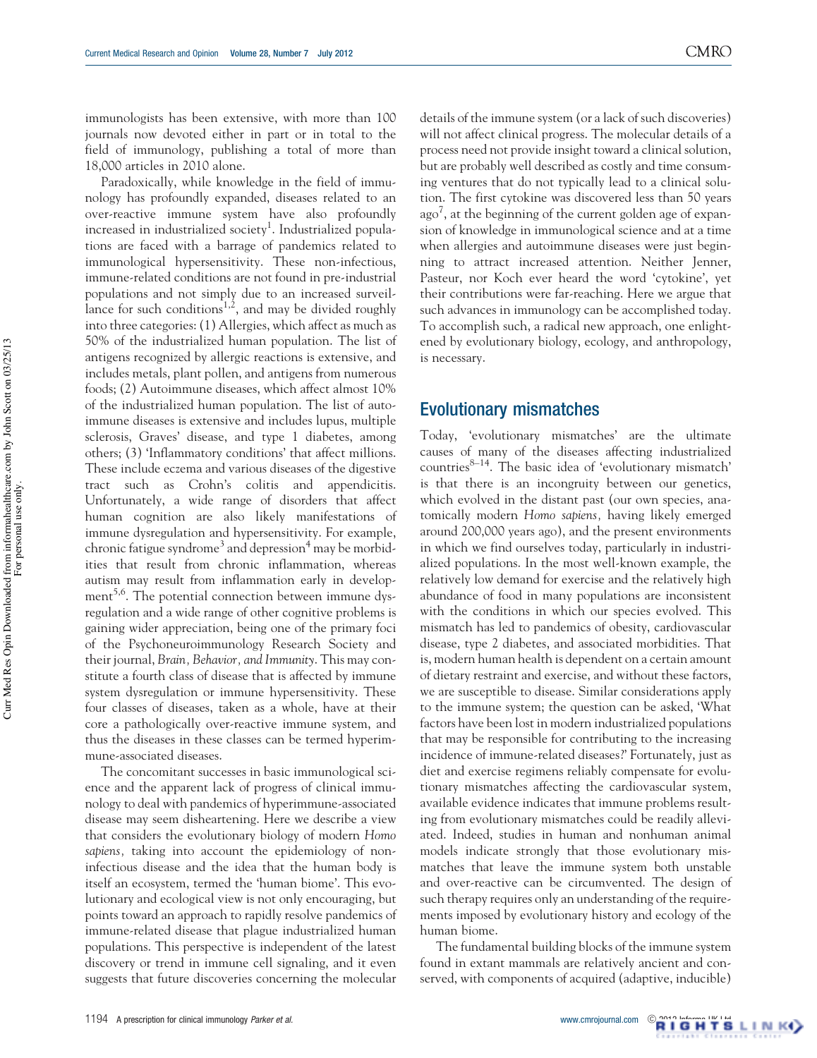immunologists has been extensive, with more than 100 journals now devoted either in part or in total to the field of immunology, publishing a total of more than 18,000 articles in 2010 alone.

Paradoxically, while knowledge in the field of immunology has profoundly expanded, diseases related to an over-reactive immune system have also profoundly increased in industrialized society[1]. Industrialized populations are faced with a barrage of pandemics related to immunological hypersensitivity. These non-infectious, immune-related conditions are not found in pre-industrial populations and not simply due to an increased surveillance for such conditions[1,2], and may be divided roughly into three categories: (1) Allergies, which affect as much as 50% of the industrialized human population. The list of antigens recognized by allergic reactions is extensive, and includes metals, plant pollen, and antigens from numerous foods; (2) Autoimmune diseases, which affect almost 10% of the industrialized human population. The list of autoimmune diseases is extensive and includes lupus, multiple sclerosis, Graves' disease, and type 1 diabetes, among others; (3) 'Inflammatory conditions' that affect millions. These include eczema and various diseases of the digestive tract such as Crohn's colitis and appendicitis. Unfortunately, a wide range of disorders that affect human cognition are also likely manifestations of immune dysregulation and hypersensitivity. For example, chronic fatigue syndrome[3] and depression[4] may be morbidities that result from chronic inflammation, whereas autism may result from inflammation early in development[5,6]. The potential connection between immune dysregulation and a wide range of other cognitive problems is gaining wider appreciation, being one of the primary foci of the Psychoneuroimmunology Research Society and their journal, *Brain, Behavior, and Immunity*. This may constitute a fourth class of disease that is affected by immune system dysregulation or immune hypersensitivity. These four classes of diseases, taken as a whole, have at their core a pathologically over-reactive immune system, and thus the diseases in these classes can be termed hyperimmune-associated diseases.

The concomitant successes in basic immunological science and the apparent lack of progress of clinical immunology to deal with pandemics of hyperimmune-associated disease may seem disheartening. Here we describe a view that considers the evolutionary biology of modern *Homo sapiens*, taking into account the epidemiology of non-infectious disease and the idea that the human body is itself an ecosystem, termed the 'human biome'. This evolutionary and ecological view is not only encouraging, but points toward an approach to rapidly resolve pandemics of immune-related disease that plague industrialized human populations. This perspective is independent of the latest discovery or trend in immune cell signaling, and it even suggests that future discoveries concerning the molecular details of the immune system (or a lack of such discoveries) will not affect clinical progress. The molecular details of a process need not provide insight toward a clinical solution, but are probably well described as costly and time consuming ventures that do not typically lead to a clinical solution. The first cytokine was discovered less than 50 years ago[7], at the beginning of the current golden age of expansion of knowledge in immunological science and at a time when allergies and autoimmune diseases were just beginning to attract increased attention. Neither Jenner, Pasteur, nor Koch ever heard the word 'cytokine', yet their contributions were far-reaching. Here we argue that such advances in immunology can be accomplished today. To accomplish such, a radical new approach, one enlightened by evolutionary biology, ecology, and anthropology, is necessary.

## Evolutionary mismatches

Today, 'evolutionary mismatches' are the ultimate causes of many of the diseases affecting industrialized countries[8–14]. The basic idea of 'evolutionary mismatch' is that there is an incongruity between our genetics, which evolved in the distant past (our own species, anatomically modern *Homo sapiens*, having likely emerged around 200,000 years ago), and the present environments in which we find ourselves today, particularly in industrialized populations. In the most well-known example, the relatively low demand for exercise and the relatively high abundance of food in many populations are inconsistent with the conditions in which our species evolved. This mismatch has led to pandemics of obesity, cardiovascular disease, type 2 diabetes, and associated morbidities. That is, modern human health is dependent on a certain amount of dietary restraint and exercise, and without these factors, we are susceptible to disease. Similar considerations apply to the immune system; the question can be asked, 'What factors have been lost in modern industrialized populations that may be responsible for contributing to the increasing incidence of immune-related diseases?' Fortunately, just as diet and exercise regimens reliably compensate for evolutionary mismatches affecting the cardiovascular system, available evidence indicates that immune problems resulting from evolutionary mismatches could be readily alleviated. Indeed, studies in human and nonhuman animal models indicate strongly that those evolutionary mismatches that leave the immune system both unstable and over-reactive can be circumvented. The design of such therapy requires only an understanding of the requirements imposed by evolutionary history and ecology of the human biome.

The fundamental building blocks of the immune system found in extant mammals are relatively ancient and conserved, with components of acquired (adaptive, inducible)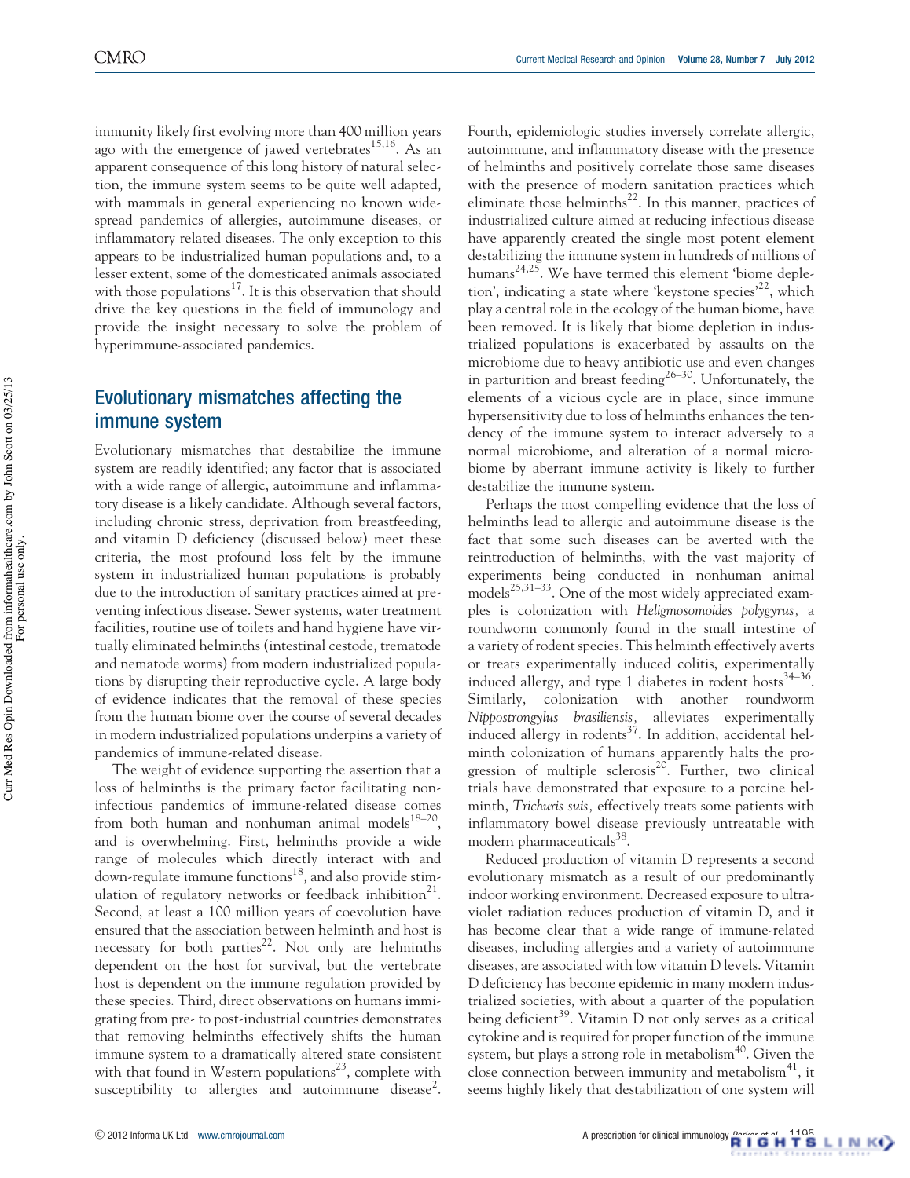immunity likely first evolving more than 400 million years ago with the emergence of jawed vertebrates[15,16]. As an apparent consequence of this long history of natural selection, the immune system seems to be quite well adapted, with mammals in general experiencing no known widespread pandemics of allergies, autoimmune diseases, or inflammatory related diseases. The only exception to this appears to be industrialized human populations and, to a lesser extent, some of the domesticated animals associated with those populations[17]. It is this observation that should drive the key questions in the field of immunology and provide the insight necessary to solve the problem of hyperimmune-associated pandemics.

## Evolutionary mismatches affecting the immune system

Evolutionary mismatches that destabilize the immune system are readily identified; any factor that is associated with a wide range of allergic, autoimmune and inflammatory disease is a likely candidate. Although several factors, including chronic stress, deprivation from breastfeeding, and vitamin D deficiency (discussed below) meet these criteria, the most profound loss felt by the immune system in industrialized human populations is probably due to the introduction of sanitary practices aimed at preventing infectious disease. Sewer systems, water treatment facilities, routine use of toilets and hand hygiene have virtually eliminated helminths (intestinal cestode, trematode and nematode worms) from modern industrialized populations by disrupting their reproductive cycle. A large body of evidence indicates that the removal of these species from the human biome over the course of several decades in modern industrialized populations underpins a variety of pandemics of immune-related disease.

The weight of evidence supporting the assertion that a loss of helminths is the primary factor facilitating non-infectious pandemics of immune-related disease comes from both human and nonhuman animal models[18–20], and is overwhelming. First, helminths provide a wide range of molecules which directly interact with and down-regulate immune functions[18], and also provide stimulation of regulatory networks or feedback inhibition[21]. Second, at least a 100 million years of coevolution have ensured that the association between helminth and host is necessary for both parties[22]. Not only are helminths dependent on the host for survival, but the vertebrate host is dependent on the immune regulation provided by these species. Third, direct observations on humans immigrating from pre- to post-industrial countries demonstrates that removing helminths effectively shifts the human immune system to a dramatically altered state consistent with that found in Western populations[23], complete with susceptibility to allergies and autoimmune disease[2]. Fourth, epidemiologic studies inversely correlate allergic, autoimmune, and inflammatory disease with the presence of helminths and positively correlate those same diseases with the presence of modern sanitation practices which eliminate those helminths[22]. In this manner, practices of industrialized culture aimed at reducing infectious disease have apparently created the single most potent element destabilizing the immune system in hundreds of millions of humans[24,25]. We have termed this element 'biome depletion', indicating a state where 'keystone species'[22], which play a central role in the ecology of the human biome, have been removed. It is likely that biome depletion in industrialized populations is exacerbated by assaults on the microbiome due to heavy antibiotic use and even changes in parturition and breast feeding[26–30]. Unfortunately, the elements of a vicious cycle are in place, since immune hypersensitivity due to loss of helminths enhances the tendency of the immune system to interact adversely to a normal microbiome, and alteration of a normal microbiome by aberrant immune activity is likely to further destabilize the immune system.

Perhaps the most compelling evidence that the loss of helminths lead to allergic and autoimmune disease is the fact that some such diseases can be averted with the reintroduction of helminths, with the vast majority of experiments being conducted in nonhuman animal models[25,31–33]. One of the most widely appreciated examples is colonization with *Heligmosomoides polygyrus*, a roundworm commonly found in the small intestine of a variety of rodent species. This helminth effectively averts or treats experimentally induced colitis, experimentally induced allergy, and type 1 diabetes in rodent hosts[34–36]. Similarly, colonization with another roundworm *Nippostrongylus brasiliensis*, alleviates experimentally induced allergy in rodents[37]. In addition, accidental helminth colonization of humans apparently halts the progression of multiple sclerosis[20]. Further, two clinical trials have demonstrated that exposure to a porcine helminth, *Trichuris suis*, effectively treats some patients with inflammatory bowel disease previously untreatable with modern pharmaceuticals[38].

Reduced production of vitamin D represents a second evolutionary mismatch as a result of our predominantly indoor working environment. Decreased exposure to ultraviolet radiation reduces production of vitamin D, and it has become clear that a wide range of immune-related diseases, including allergies and a variety of autoimmune diseases, are associated with low vitamin D levels. Vitamin D deficiency has become epidemic in many modern industrialized societies, with about a quarter of the population being deficient[39]. Vitamin D not only serves as a critical cytokine and is required for proper function of the immune system, but plays a strong role in metabolism[40]. Given the close connection between immunity and metabolism[41], it seems highly likely that destabilization of one system will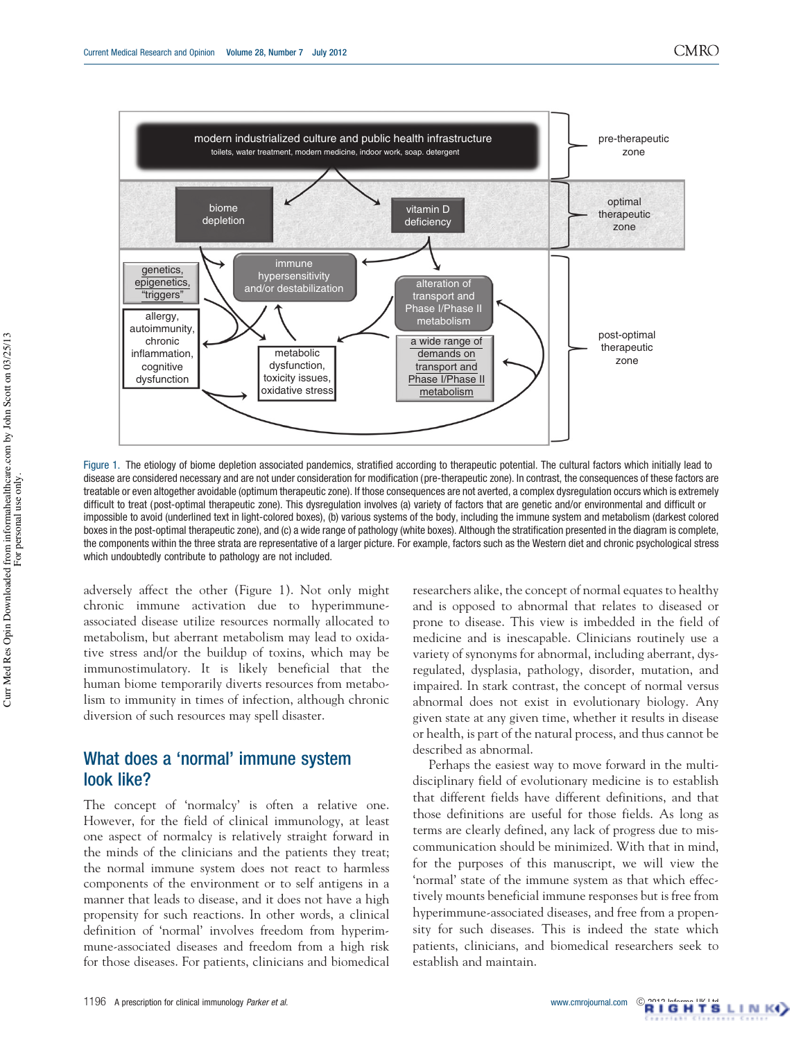Figure 1. The etiology of biome depletion associated pandemics, stratified according to therapeutic potential. The cultural factors which initially lead to disease are considered necessary and are not under consideration for modification (pre-therapeutic zone). In contrast, the consequences of these factors are treatable or even altogether avoidable (optimum therapeutic zone). If those consequences are not averted, a complex dysregulation occurs which is extremely difficult to treat (post-optimal therapeutic zone). This dysregulation involves (a) variety of factors that are genetic and/or environmental and difficult or impossible to avoid (underlined text in light-colored boxes), (b) various systems of the body, including the immune system and metabolism (darkest colored boxes in the post-optimal therapeutic zone), and (c) a wide range of pathology (white boxes). Although the stratification presented in the diagram is complete, the components within the three strata are representative of a larger picture. For example, factors such as the Western diet and chronic psychological stress which undoubtedly contribute to pathology are not included.

adversely affect the other (Figure 1). Not only might chronic immune activation due to hyperimmune-associated disease utilize resources normally allocated to metabolism, but aberrant metabolism may lead to oxidative stress and/or the buildup of toxins, which may be immunostimulatory. It is likely beneficial that the human biome temporarily diverts resources from metabolism to immunity in times of infection, although chronic diversion of such resources may spell disaster.

## What does a 'normal' immune system look like?

The concept of 'normalcy' is often a relative one. However, for the field of clinical immunology, at least one aspect of normalcy is relatively straight forward in the minds of the clinicians and the patients they treat; the normal immune system does not react to harmless components of the environment or to self antigens in a manner that leads to disease, and it does not have a high propensity for such reactions. In other words, a clinical definition of 'normal' involves freedom from hyperimmune-associated diseases and freedom from a high risk for those diseases. For patients, clinicians and biomedical researchers alike, the concept of normal equates to healthy and is opposed to abnormal that relates to diseased or prone to disease. This view is imbedded in the field of medicine and is inescapable. Clinicians routinely use a variety of synonyms for abnormal, including aberrant, dysregulated, dysplasia, pathology, disorder, mutation, and impaired. In stark contrast, the concept of normal versus abnormal does not exist in evolutionary biology. Any given state at any given time, whether it results in disease or health, is part of the natural process, and thus cannot be described as abnormal.

Perhaps the easiest way to move forward in the multidisciplinary field of evolutionary medicine is to establish that different fields have different definitions, and that those definitions are useful for those fields. As long as terms are clearly defined, any lack of progress due to miscommunication should be minimized. With that in mind, for the purposes of this manuscript, we will view the 'normal' state of the immune system as that which effectively mounts beneficial immune responses but is free from hyperimmune-associated diseases, and free from a propensity for such diseases. This is indeed the state which patients, clinicians, and biomedical researchers seek to establish and maintain.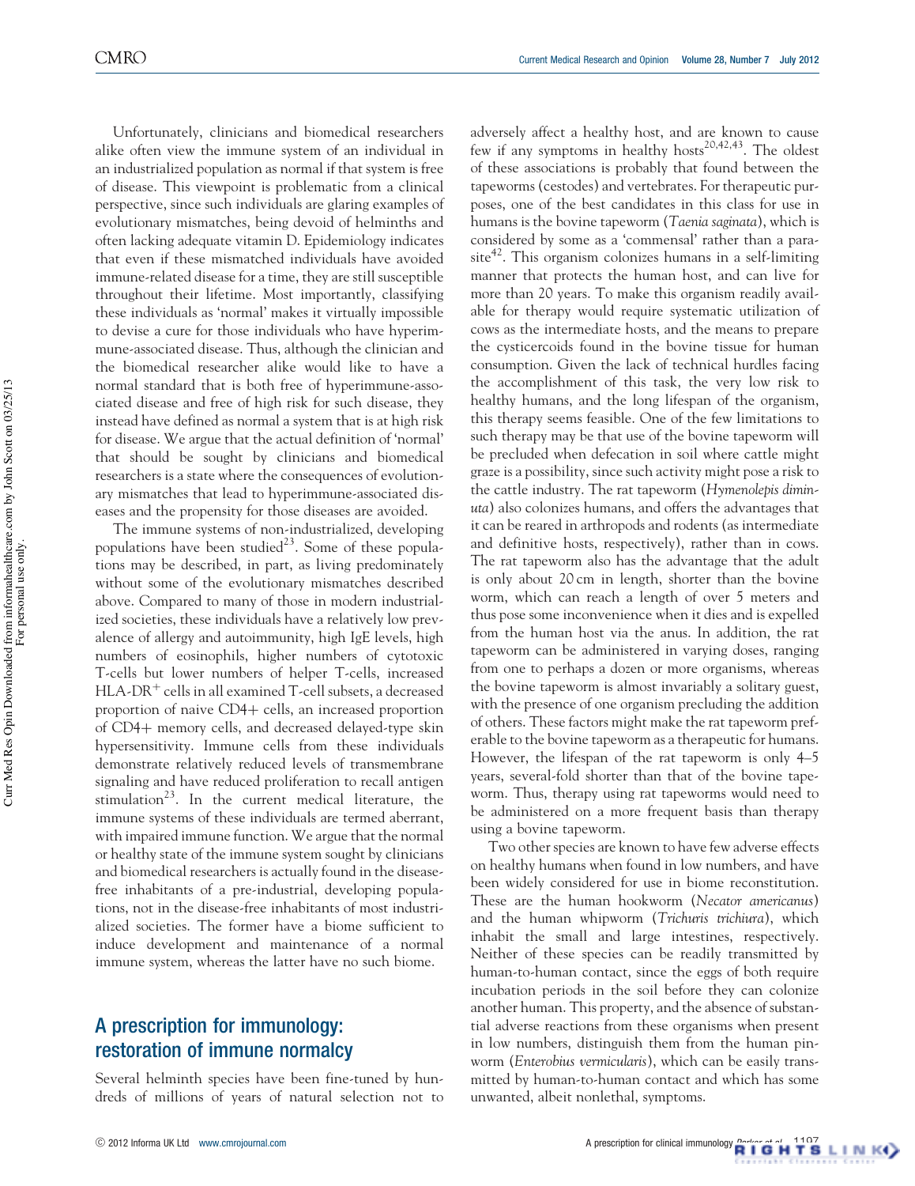Unfortunately, clinicians and biomedical researchers alike often view the immune system of an individual in an industrialized population as normal if that system is free of disease. This viewpoint is problematic from a clinical perspective, since such individuals are glaring examples of evolutionary mismatches, being devoid of helminths and often lacking adequate vitamin D. Epidemiology indicates that even if these mismatched individuals have avoided immune-related disease for a time, they are still susceptible throughout their lifetime. Most importantly, classifying these individuals as 'normal' makes it virtually impossible to devise a cure for those individuals who have hyperimmune-associated disease. Thus, although the clinician and the biomedical researcher alike would like to have a normal standard that is both free of hyperimmune-associated disease and free of high risk for such disease, they instead have defined as normal a system that is at high risk for disease. We argue that the actual definition of 'normal' that should be sought by clinicians and biomedical researchers is a state where the consequences of evolutionary mismatches that lead to hyperimmune-associated diseases and the propensity for those diseases are avoided.

The immune systems of non-industrialized, developing populations have been studied[23]. Some of these populations may be described, in part, as living predominately without some of the evolutionary mismatches described above. Compared to many of those in modern industrialized societies, these individuals have a relatively low prevalence of allergy and autoimmunity, high IgE levels, high numbers of eosinophils, higher numbers of cytotoxic T-cells but lower numbers of helper T-cells, increased HLA-DR$^+$ cells in all examined T-cell subsets, a decreased proportion of naive CD4+ cells, an increased proportion of CD4+ memory cells, and decreased delayed-type skin hypersensitivity. Immune cells from these individuals demonstrate relatively reduced levels of transmembrane signaling and have reduced proliferation to recall antigen stimulation[23]. In the current medical literature, the immune systems of these individuals are termed aberrant, with impaired immune function. We argue that the normal or healthy state of the immune system sought by clinicians and biomedical researchers is actually found in the disease-free inhabitants of a pre-industrial, developing populations, not in the disease-free inhabitants of most industrialized societies. The former have a biome sufficient to induce development and maintenance of a normal immune system, whereas the latter have no such biome.

## A prescription for immunology: restoration of immune normalcy

Several helminth species have been fine-tuned by hundreds of millions of years of natural selection not to adversely affect a healthy host, and are known to cause few if any symptoms in healthy hosts[20,42,43]. The oldest of these associations is probably that found between the tapeworms (cestodes) and vertebrates. For therapeutic purposes, one of the best candidates in this class for use in humans is the bovine tapeworm (*Taenia saginata*), which is considered by some as a 'commensal' rather than a parasite[42]. This organism colonizes humans in a self-limiting manner that protects the human host, and can live for more than 20 years. To make this organism readily available for therapy would require systematic utilization of cows as the intermediate hosts, and the means to prepare the cysticercoids found in the bovine tissue for human consumption. Given the lack of technical hurdles facing the accomplishment of this task, the very low risk to healthy humans, and the long lifespan of the organism, this therapy seems feasible. One of the few limitations to such therapy may be that use of the bovine tapeworm will be precluded when defecation in soil where cattle might graze is a possibility, since such activity might pose a risk to the cattle industry. The rat tapeworm (*Hymenolepis diminuta*) also colonizes humans, and offers the advantages that it can be reared in arthropods and rodents (as intermediate and definitive hosts, respectively), rather than in cows. The rat tapeworm also has the advantage that the adult is only about 20 cm in length, shorter than the bovine worm, which can reach a length of over 5 meters and thus pose some inconvenience when it dies and is expelled from the human host via the anus. In addition, the rat tapeworm can be administered in varying doses, ranging from one to perhaps a dozen or more organisms, whereas the bovine tapeworm is almost invariably a solitary guest, with the presence of one organism precluding the addition of others. These factors might make the rat tapeworm preferable to the bovine tapeworm as a therapeutic for humans. However, the lifespan of the rat tapeworm is only 4–5 years, several-fold shorter than that of the bovine tapeworm. Thus, therapy using rat tapeworms would need to be administered on a more frequent basis than therapy using a bovine tapeworm.

Two other species are known to have few adverse effects on healthy humans when found in low numbers, and have been widely considered for use in biome reconstitution. These are the human hookworm (*Necator americanus*) and the human whipworm (*Trichuris trichiura*), which inhabit the small and large intestines, respectively. Neither of these species can be readily transmitted by human-to-human contact, since the eggs of both require incubation periods in the soil before they can colonize another human. This property, and the absence of substantial adverse reactions from these organisms when present in low numbers, distinguish them from the human pinworm (*Enterobius vermicularis*), which can be easily transmitted by human-to-human contact and which has some unwanted, albeit nonlethal, symptoms.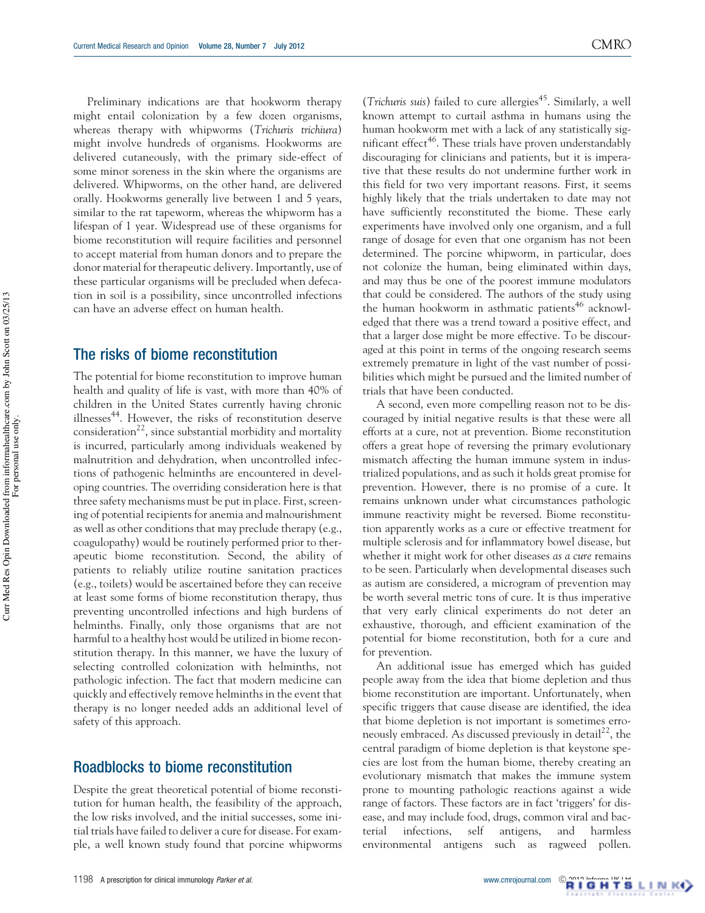Preliminary indications are that hookworm therapy might entail colonization by a few dozen organisms, whereas therapy with whipworms (*Trichuris trichiura*) might involve hundreds of organisms. Hookworms are delivered cutaneously, with the primary side-effect of some minor soreness in the skin where the organisms are delivered. Whipworms, on the other hand, are delivered orally. Hookworms generally live between 1 and 5 years, similar to the rat tapeworm, whereas the whipworm has a lifespan of 1 year. Widespread use of these organisms for biome reconstitution will require facilities and personnel to accept material from human donors and to prepare the donor material for therapeutic delivery. Importantly, use of these particular organisms will be precluded when defecation in soil is a possibility, since uncontrolled infections can have an adverse effect on human health.

## The risks of biome reconstitution

The potential for biome reconstitution to improve human health and quality of life is vast, with more than 40% of children in the United States currently having chronic illnesses[44]. However, the risks of reconstitution deserve consideration[22], since substantial morbidity and mortality is incurred, particularly among individuals weakened by malnutrition and dehydration, when uncontrolled infections of pathogenic helminths are encountered in developing countries. The overriding consideration here is that three safety mechanisms must be put in place. First, screening of potential recipients for anemia and malnourishment as well as other conditions that may preclude therapy (e.g., coagulopathy) would be routinely performed prior to therapeutic biome reconstitution. Second, the ability of patients to reliably utilize routine sanitation practices (e.g., toilets) would be ascertained before they can receive at least some forms of biome reconstitution therapy, thus preventing uncontrolled infections and high burdens of helminths. Finally, only those organisms that are not harmful to a healthy host would be utilized in biome reconstitution therapy. In this manner, we have the luxury of selecting controlled colonization with helminths, not pathologic infection. The fact that modern medicine can quickly and effectively remove helminths in the event that therapy is no longer needed adds an additional level of safety of this approach.

## Roadblocks to biome reconstitution

Despite the great theoretical potential of biome reconstitution for human health, the feasibility of the approach, the low risks involved, and the initial successes, some initial trials have failed to deliver a cure for disease. For example, a well known study found that porcine whipworms (*Trichuris suis*) failed to cure allergies[45]. Similarly, a well known attempt to curtail asthma in humans using the human hookworm met with a lack of any statistically significant effect[46]. These trials have proven understandably discouraging for clinicians and patients, but it is imperative that these results do not undermine further work in this field for two very important reasons. First, it seems highly likely that the trials undertaken to date may not have sufficiently reconstituted the biome. These early experiments have involved only one organism, and a full range of dosage for even that one organism has not been determined. The porcine whipworm, in particular, does not colonize the human, being eliminated within days, and may thus be one of the poorest immune modulators that could be considered. The authors of the study using the human hookworm in asthmatic patients[46] acknowledged that there was a trend toward a positive effect, and that a larger dose might be more effective. To be discouraged at this point in terms of the ongoing research seems extremely premature in light of the vast number of possibilities which might be pursued and the limited number of trials that have been conducted.

A second, even more compelling reason not to be discouraged by initial negative results is that these were all efforts at a cure, not at prevention. Biome reconstitution offers a great hope of reversing the primary evolutionary mismatch affecting the human immune system in industrialized populations, and as such it holds great promise for prevention. However, there is no promise of a cure. It remains unknown under what circumstances pathologic immune reactivity might be reversed. Biome reconstitution apparently works as a cure or effective treatment for multiple sclerosis and for inflammatory bowel disease, but whether it might work for other diseases *as a cure* remains to be seen. Particularly when developmental diseases such as autism are considered, a microgram of prevention may be worth several metric tons of cure. It is thus imperative that very early clinical experiments do not deter an exhaustive, thorough, and efficient examination of the potential for biome reconstitution, both for a cure and for prevention.

An additional issue has emerged which has guided people away from the idea that biome depletion and thus biome reconstitution are important. Unfortunately, when specific triggers that cause disease are identified, the idea that biome depletion is not important is sometimes erroneously embraced. As discussed previously in detail[22], the central paradigm of biome depletion is that keystone species are lost from the human biome, thereby creating an evolutionary mismatch that makes the immune system prone to mounting pathologic reactions against a wide range of factors. These factors are in fact 'triggers' for disease, and may include food, drugs, common viral and bacterial infections, self antigens, and harmless environmental antigens such as ragweed pollen.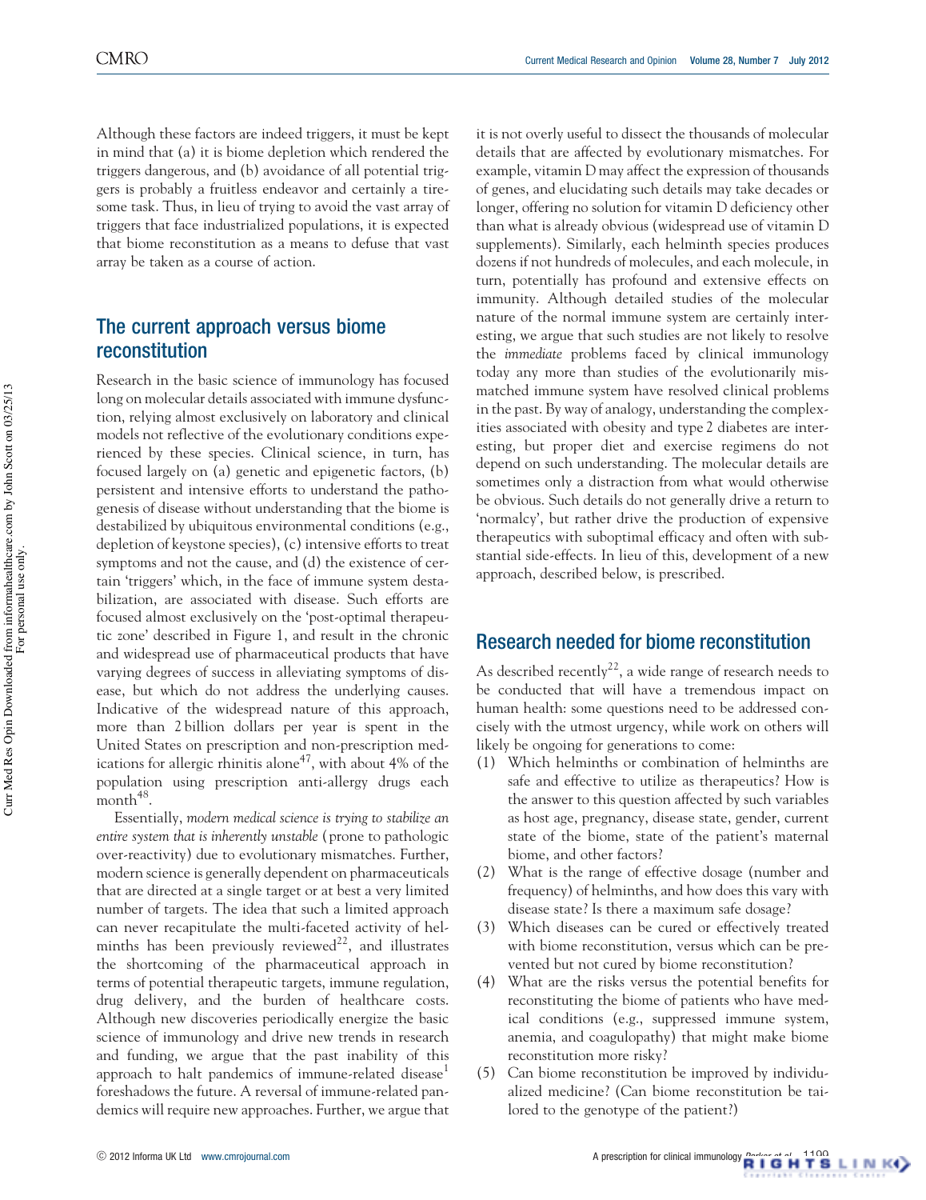Although these factors are indeed triggers, it must be kept in mind that (a) it is biome depletion which rendered the triggers dangerous, and (b) avoidance of all potential triggers is probably a fruitless endeavor and certainly a tiresome task. Thus, in lieu of trying to avoid the vast array of triggers that face industrialized populations, it is expected that biome reconstitution as a means to defuse that vast array be taken as a course of action.

## The current approach versus biome reconstitution

Research in the basic science of immunology has focused long on molecular details associated with immune dysfunction, relying almost exclusively on laboratory and clinical models not reflective of the evolutionary conditions experienced by these species. Clinical science, in turn, has focused largely on (a) genetic and epigenetic factors, (b) persistent and intensive efforts to understand the pathogenesis of disease without understanding that the biome is destabilized by ubiquitous environmental conditions (e.g., depletion of keystone species), (c) intensive efforts to treat symptoms and not the cause, and (d) the existence of certain 'triggers' which, in the face of immune system destabilization, are associated with disease. Such efforts are focused almost exclusively on the 'post-optimal therapeutic zone' described in Figure 1, and result in the chronic and widespread use of pharmaceutical products that have varying degrees of success in alleviating symptoms of disease, but which do not address the underlying causes. Indicative of the widespread nature of this approach, more than 2 billion dollars per year is spent in the United States on prescription and non-prescription medications for allergic rhinitis alone[47], with about 4% of the population using prescription anti-allergy drugs each month[48].

Essentially, *modern medical science is trying to stabilize an entire system that is inherently unstable* (prone to pathologic over-reactivity) due to evolutionary mismatches. Further, modern science is generally dependent on pharmaceuticals that are directed at a single target or at best a very limited number of targets. The idea that such a limited approach can never recapitulate the multi-faceted activity of helminths has been previously reviewed[22], and illustrates the shortcoming of the pharmaceutical approach in terms of potential therapeutic targets, immune regulation, drug delivery, and the burden of healthcare costs. Although new discoveries periodically energize the basic science of immunology and drive new trends in research and funding, we argue that the past inability of this approach to halt pandemics of immune-related disease[1] foreshadows the future. A reversal of immune-related pandemics will require new approaches. Further, we argue that it is not overly useful to dissect the thousands of molecular details that are affected by evolutionary mismatches. For example, vitamin D may affect the expression of thousands of genes, and elucidating such details may take decades or longer, offering no solution for vitamin D deficiency other than what is already obvious (widespread use of vitamin D supplements). Similarly, each helminth species produces dozens if not hundreds of molecules, and each molecule, in turn, potentially has profound and extensive effects on immunity. Although detailed studies of the molecular nature of the normal immune system are certainly interesting, we argue that such studies are not likely to resolve the *immediate* problems faced by clinical immunology today any more than studies of the evolutionarily mismatched immune system have resolved clinical problems in the past. By way of analogy, understanding the complexities associated with obesity and type 2 diabetes are interesting, but proper diet and exercise regimens do not depend on such understanding. The molecular details are sometimes only a distraction from what would otherwise be obvious. Such details do not generally drive a return to 'normalcy', but rather drive the production of expensive therapeutics with suboptimal efficacy and often with substantial side-effects. In lieu of this, development of a new approach, described below, is prescribed.

## Research needed for biome reconstitution

As described recently[22], a wide range of research needs to be conducted that will have a tremendous impact on human health: some questions need to be addressed concisely with the utmost urgency, while work on others will likely be ongoing for generations to come:

(1) Which helminths or combination of helminths are safe and effective to utilize as therapeutics? How is the answer to this question affected by such variables as host age, pregnancy, disease state, gender, current state of the biome, state of the patient's maternal biome, and other factors?

(2) What is the range of effective dosage (number and frequency) of helminths, and how does this vary with disease state? Is there a maximum safe dosage?

(3) Which diseases can be cured or effectively treated with biome reconstitution, versus which can be prevented but not cured by biome reconstitution?

(4) What are the risks versus the potential benefits for reconstituting the biome of patients who have medical conditions (e.g., suppressed immune system, anemia, and coagulopathy) that might make biome reconstitution more risky?

(5) Can biome reconstitution be improved by individualized medicine? (Can biome reconstitution be tailored to the genotype of the patient?)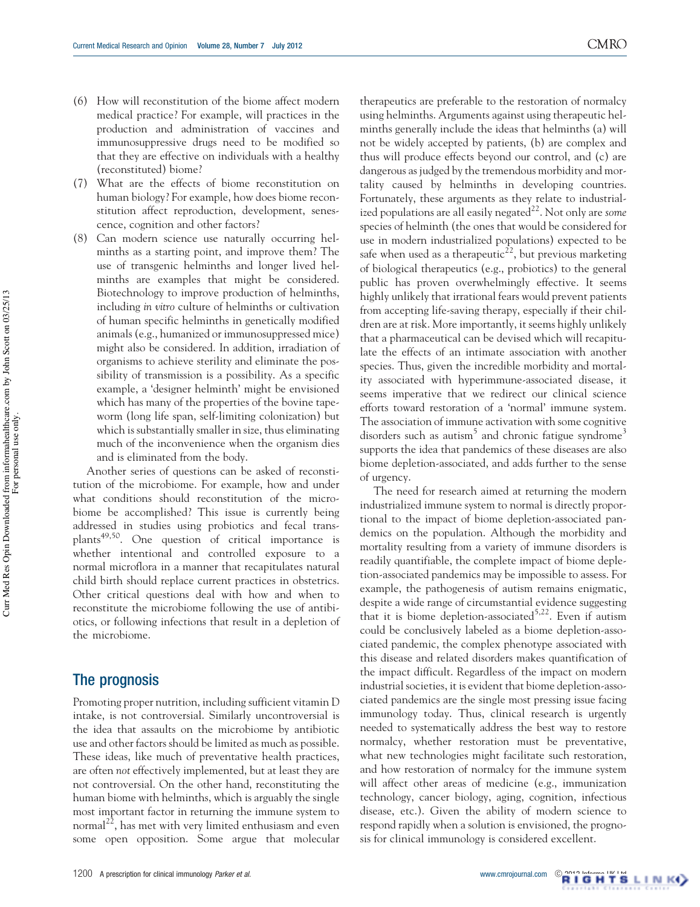(6) How will reconstitution of the biome affect modern medical practice? For example, will practices in the production and administration of vaccines and immunosuppressive drugs need to be modified so that they are effective on individuals with a healthy (reconstituted) biome?
(7) What are the effects of biome reconstitution on human biology? For example, how does biome reconstitution affect reproduction, development, senescence, cognition and other factors?
(8) Can modern science use naturally occurring helminths as a starting point, and improve them? The use of transgenic helminths and longer lived helminths are examples that might be considered. Biotechnology to improve production of helminths, including *in vitro* culture of helminths or cultivation of human specific helminths in genetically modified animals (e.g., humanized or immunosuppressed mice) might also be considered. In addition, irradiation of organisms to achieve sterility and eliminate the possibility of transmission is a possibility. As a specific example, a 'designer helminth' might be envisioned which has many of the properties of the bovine tapeworm (long life span, self-limiting colonization) but which is substantially smaller in size, thus eliminating much of the inconvenience when the organism dies and is eliminated from the body.

Another series of questions can be asked of reconstitution of the microbiome. For example, how and under what conditions should reconstitution of the microbiome be accomplished? This issue is currently being addressed in studies using probiotics and fecal transplants[49,50]. One question of critical importance is whether intentional and controlled exposure to a normal microflora in a manner that recapitulates natural child birth should replace current practices in obstetrics. Other critical questions deal with how and when to reconstitute the microbiome following the use of antibiotics, or following infections that result in a depletion of the microbiome.

## The prognosis

Promoting proper nutrition, including sufficient vitamin D intake, is not controversial. Similarly uncontroversial is the idea that assaults on the microbiome by antibiotic use and other factors should be limited as much as possible. These ideas, like much of preventative health practices, are often *not* effectively implemented, but at least they are not controversial. On the other hand, reconstituting the human biome with helminths, which is arguably the single most important factor in returning the immune system to normal[22], has met with very limited enthusiasm and even some open opposition. Some argue that molecular therapeutics are preferable to the restoration of normalcy using helminths. Arguments against using therapeutic helminths generally include the ideas that helminths (a) will not be widely accepted by patients, (b) are complex and thus will produce effects beyond our control, and (c) are dangerous as judged by the tremendous morbidity and mortality caused by helminths in developing countries. Fortunately, these arguments as they relate to industrialized populations are all easily negated[22]. Not only are *some* species of helminth (the ones that would be considered for use in modern industrialized populations) expected to be safe when used as a therapeutic[22], but previous marketing of biological therapeutics (e.g., probiotics) to the general public has proven overwhelmingly effective. It seems highly unlikely that irrational fears would prevent patients from accepting life-saving therapy, especially if their children are at risk. More importantly, it seems highly unlikely that a pharmaceutical can be devised which will recapitulate the effects of an intimate association with another species. Thus, given the incredible morbidity and mortality associated with hyperimmune-associated disease, it seems imperative that we redirect our clinical science efforts toward restoration of a 'normal' immune system. The association of immune activation with some cognitive disorders such as autism[5] and chronic fatigue syndrome[3] supports the idea that pandemics of these diseases are also biome depletion-associated, and adds further to the sense of urgency.

The need for research aimed at returning the modern industrialized immune system to normal is directly proportional to the impact of biome depletion-associated pandemics on the population. Although the morbidity and mortality resulting from a variety of immune disorders is readily quantifiable, the complete impact of biome depletion-associated pandemics may be impossible to assess. For example, the pathogenesis of autism remains enigmatic, despite a wide range of circumstantial evidence suggesting that it is biome depletion-associated[5,22]. Even if autism could be conclusively labeled as a biome depletion-associated pandemic, the complex phenotype associated with this disease and related disorders makes quantification of the impact difficult. Regardless of the impact on modern industrial societies, it is evident that biome depletion-associated pandemics are the single most pressing issue facing immunology today. Thus, clinical research is urgently needed to systematically address the best way to restore normalcy, whether restoration must be preventative, what new technologies might facilitate such restoration, and how restoration of normalcy for the immune system will affect other areas of medicine (e.g., immunization technology, cancer biology, aging, cognition, infectious disease, etc.). Given the ability of modern science to respond rapidly when a solution is envisioned, the prognosis for clinical immunology is considered excellent.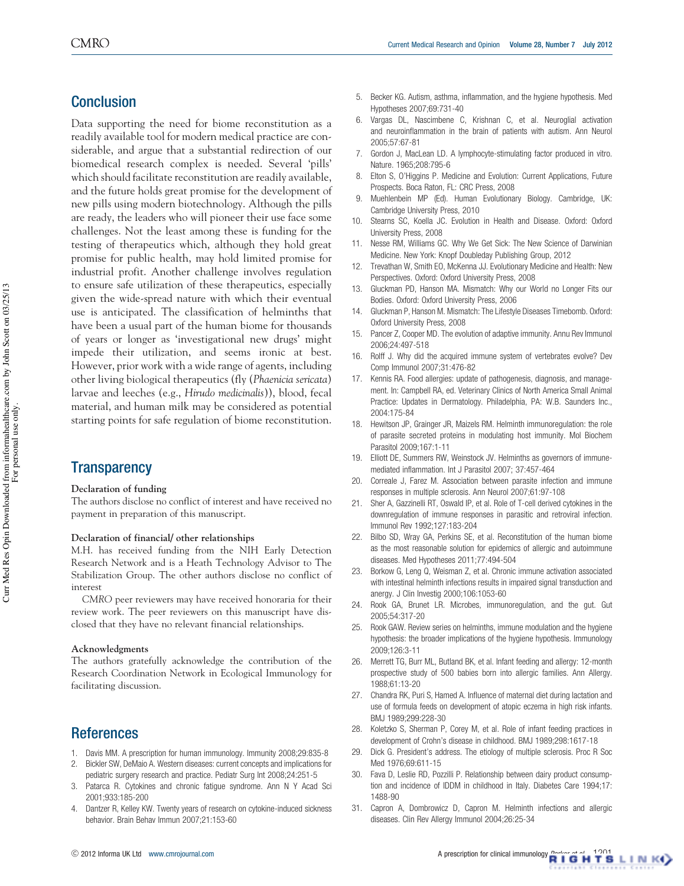## Conclusion

Data supporting the need for biome reconstitution as a readily available tool for modern medical practice are considerable, and argue that a substantial redirection of our biomedical research complex is needed. Several 'pills' which should facilitate reconstitution are readily available, and the future holds great promise for the development of new pills using modern biotechnology. Although the pills are ready, the leaders who will pioneer their use face some challenges. Not the least among these is funding for the testing of therapeutics which, although they hold great promise for public health, may hold limited promise for industrial profit. Another challenge involves regulation to ensure safe utilization of these therapeutics, especially given the wide-spread nature with which their eventual use is anticipated. The classification of helminths that have been a usual part of the human biome for thousands of years or longer as 'investigational new drugs' might impede their utilization, and seems ironic at best. However, prior work with a wide range of agents, including other living biological therapeutics (fly (*Phaenicia sericata*) larvae and leeches (e.g., *Hirudo medicinalis*)), blood, fecal material, and human milk may be considered as potential starting points for safe regulation of biome reconstitution.

## Transparency

**Declaration of funding**

The authors disclose no conflict of interest and have received no payment in preparation of this manuscript.

**Declaration of financial/ other relationships**

M.H. has received funding from the NIH Early Detection Research Network and is a Heath Technology Advisor to The Stabilization Group. The other authors disclose no conflict of interest

*CMRO* peer reviewers may have received honoraria for their review work. The peer reviewers on this manuscript have disclosed that they have no relevant financial relationships.

**Acknowledgments**

The authors gratefully acknowledge the contribution of the Research Coordination Network in Ecological Immunology for facilitating discussion.

## References

1. Davis MM. A prescription for human immunology. Immunity 2008;29:835-8
2. Bickler SW, DeMaio A. Western diseases: current concepts and implications for pediatric surgery research and practice. Pediatr Surg Int 2008;24:251-5
3. Patarca R. Cytokines and chronic fatigue syndrome. Ann N Y Acad Sci 2001;933:185-200
4. Dantzer R, Kelley KW. Twenty years of research on cytokine-induced sickness behavior. Brain Behav Immun 2007;21:153-60
5. Becker KG. Autism, asthma, inflammation, and the hygiene hypothesis. Med Hypotheses 2007;69:731-40
6. Vargas DL, Nascimbene C, Krishnan C, et al. Neuroglial activation and neuroinflammation in the brain of patients with autism. Ann Neurol 2005;57:67-81
7. Gordon J, MacLean LD. A lymphocyte-stimulating factor produced in vitro. Nature. 1965;208:795-6
8. Elton S, O'Higgins P. Medicine and Evolution: Current Applications, Future Prospects. Boca Raton, FL: CRC Press, 2008
9. Muehlenbein MP (Ed). Human Evolutionary Biology. Cambridge, UK: Cambridge University Press, 2010
10. Stearns SC, Koella JC. Evolution in Health and Disease. Oxford: Oxford University Press, 2008
11. Nesse RM, Williams GC. Why We Get Sick: The New Science of Darwinian Medicine. New York: Knopf Doubleday Publishing Group, 2012
12. Trevathan W, Smith EO, McKenna JJ. Evolutionary Medicine and Health: New Perspectives. Oxford: Oxford University Press, 2008
13. Gluckman PD, Hanson MA. Mismatch: Why our World no Longer Fits our Bodies. Oxford: Oxford University Press, 2006
14. Gluckman P, Hanson M. Mismatch: The Lifestyle Diseases Timebomb. Oxford: Oxford University Press, 2008
15. Pancer Z, Cooper MD. The evolution of adaptive immunity. Annu Rev Immunol 2006;24:497-518
16. Rolff J. Why did the acquired immune system of vertebrates evolve? Dev Comp Immunol 2007;31:476-82
17. Kennis RA. Food allergies: update of pathogenesis, diagnosis, and management. In: Campbell RA, ed. Veterinary Clinics of North America Small Animal Practice: Updates in Dermatology. Philadelphia, PA: W.B. Saunders Inc., 2004:175-84
18. Hewitson JP, Grainger JR, Maizels RM. Helminth immunoregulation: the role of parasite secreted proteins in modulating host immunity. Mol Biochem Parasitol 2009;167:1-11
19. Elliott DE, Summers RW, Weinstock JV. Helminths as governors of immune-mediated inflammation. Int J Parasitol 2007; 37:457-464
20. Correale J, Farez M. Association between parasite infection and immune responses in multiple sclerosis. Ann Neurol 2007;61:97-108
21. Sher A, Gazzinelli RT, Oswald IP, et al. Role of T-cell derived cytokines in the downregulation of immune responses in parasitic and retroviral infection. Immunol Rev 1992;127:183-204
22. Bilbo SD, Wray GA, Perkins SE, et al. Reconstitution of the human biome as the most reasonable solution for epidemics of allergic and autoimmune diseases. Med Hypotheses 2011;77:494-504
23. Borkow G, Leng Q, Weisman Z, et al. Chronic immune activation associated with intestinal helminth infections results in impaired signal transduction and anergy. J Clin Investig 2000;106:1053-60
24. Rook GA, Brunet LR. Microbes, immunoregulation, and the gut. Gut 2005;54:317-20
25. Rook GAW. Review series on helminths, immune modulation and the hygiene hypothesis: the broader implications of the hygiene hypothesis. Immunology 2009;126:3-11
26. Merrett TG, Burr ML, Butland BK, et al. Infant feeding and allergy: 12-month prospective study of 500 babies born into allergic families. Ann Allergy. 1988;61:13-20
27. Chandra RK, Puri S, Hamed A. Influence of maternal diet during lactation and use of formula feeds on development of atopic eczema in high risk infants. BMJ 1989;299:228-30
28. Koletzko S, Sherman P, Corey M, et al. Role of infant feeding practices in development of Crohn's disease in childhood. BMJ 1989;298:1617-18
29. Dick G. President's address. The etiology of multiple sclerosis. Proc R Soc Med 1976;69:611-15
30. Fava D, Leslie RD, Pozzilli P. Relationship between dairy product consumption and incidence of IDDM in childhood in Italy. Diabetes Care 1994;17: 1488-90
31. Capron A, Dombrowicz D, Capron M. Helminth infections and allergic diseases. Clin Rev Allergy Immunol 2004;26:25-34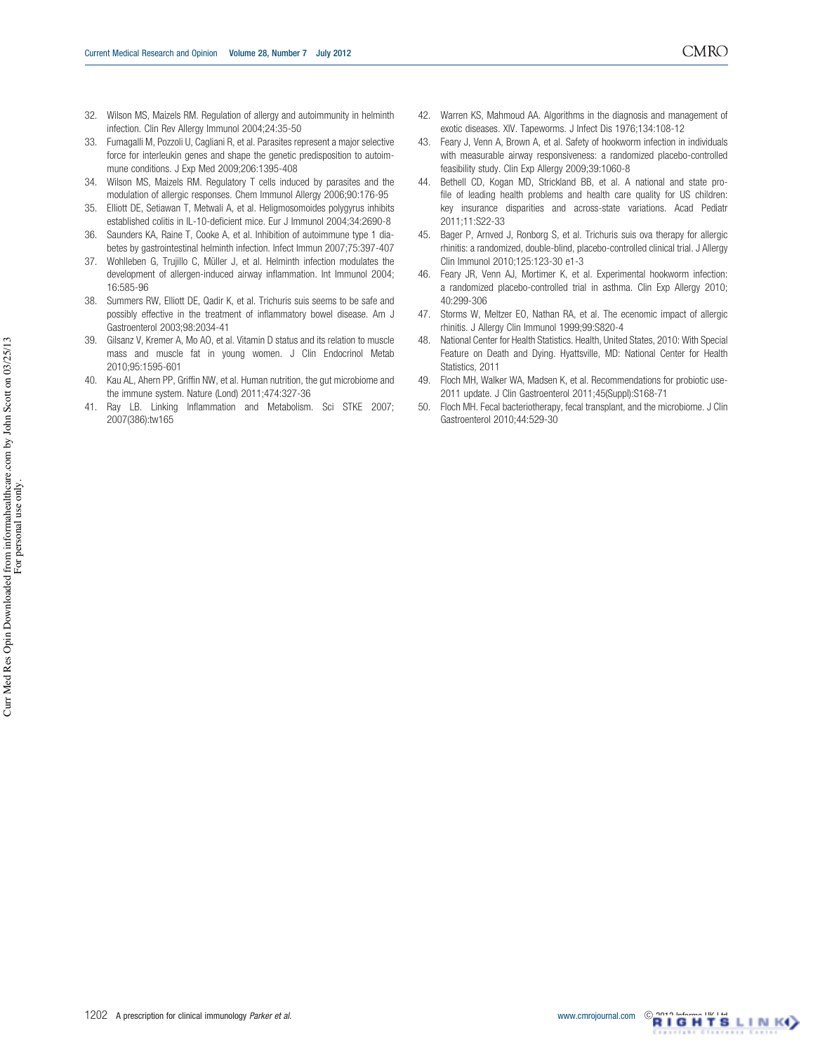32. Wilson MS, Maizels RM. Regulation of allergy and autoimmunity in helminth infection. Clin Rev Allergy Immunol 2004;24:35-50
33. Fumagalli M, Pozzoli U, Cagliani R, et al. Parasites represent a major selective force for interleukin genes and shape the genetic predisposition to autoimmune conditions. J Exp Med 2009;206:1395-408
34. Wilson MS, Maizels RM. Regulatory T cells induced by parasites and the modulation of allergic responses. Chem Immunol Allergy 2006;90:176-95
35. Elliott DE, Setiawan T, Metwali A, et al. Heligmosomoides polygyrus inhibits established colitis in IL-10-deficient mice. Eur J Immunol 2004;34:2690-8
36. Saunders KA, Raine T, Cooke A, et al. Inhibition of autoimmune type 1 diabetes by gastrointestinal helminth infection. Infect Immun 2007;75:397-407
37. Wohlleben G, Trujillo C, Müller J, et al. Helminth infection modulates the development of allergen-induced airway inflammation. Int Immunol 2004;16:585-96
38. Summers RW, Elliott DE, Qadir K, et al. Trichuris suis seems to be safe and possibly effective in the treatment of inflammatory bowel disease. Am J Gastroenterol 2003;98:2034-41
39. Gilsanz V, Kremer A, Mo AO, et al. Vitamin D status and its relation to muscle mass and muscle fat in young women. J Clin Endocrinol Metab 2010;95:1595-601
40. Kau AL, Ahern PP, Griffin NW, et al. Human nutrition, the gut microbiome and the immune system. Nature (Lond) 2011;474:327-36
41. Ray LB. Linking Inflammation and Metabolism. Sci STKE 2007;2007(386):tw165
42. Warren KS, Mahmoud AA. Algorithms in the diagnosis and management of exotic diseases. XIV. Tapeworms. J Infect Dis 1976;134:108-12
43. Feary J, Venn A, Brown A, et al. Safety of hookworm infection in individuals with measurable airway responsiveness: a randomized placebo-controlled feasibility study. Clin Exp Allergy 2009;39:1060-8
44. Bethell CD, Kogan MD, Strickland BB, et al. A national and state profile of leading health problems and health care quality for US children: key insurance disparities and across-state variations. Acad Pediatr 2011;11:S22-33
45. Bager P, Arnved J, Ronborg S, et al. Trichuris suis ova therapy for allergic rhinitis: a randomized, double-blind, placebo-controlled clinical trial. J Allergy Clin Immunol 2010;125:123-30 e1-3
46. Feary JR, Venn AJ, Mortimer K, et al. Experimental hookworm infection: a randomized placebo-controlled trial in asthma. Clin Exp Allergy 2010;40:299-306
47. Storms W, Meltzer EO, Nathan RA, et al. The ecenomic impact of allergic rhinitis. J Allergy Clin Immunol 1999;99:S820-4
48. National Center for Health Statistics. Health, United States, 2010: With Special Feature on Death and Dying. Hyattsville, MD: National Center for Health Statistics, 2011
49. Floch MH, Walker WA, Madsen K, et al. Recommendations for probiotic use-2011 update. J Clin Gastroenterol 2011;45(Suppl):S168-71
50. Floch MH. Fecal bacteriotherapy, fecal transplant, and the microbiome. J Clin Gastroenterol 2010;44:529-30